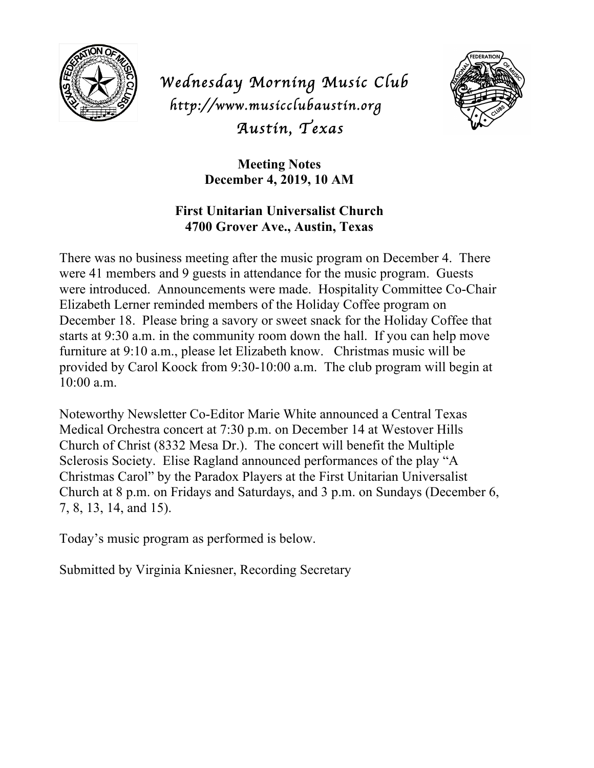# *Wednesday Morning Music Club*

*http://www.musicclubaustin.org*

*Austin, Texas*

**Meeting Notes**
**December 4, 2019, 10 AM**

**First Unitarian Universalist Church**
**4700 Grover Ave., Austin, Texas**

There was no business meeting after the music program on December 4. There were 41 members and 9 guests in attendance for the music program. Guests were introduced. Announcements were made. Hospitality Committee Co-Chair Elizabeth Lerner reminded members of the Holiday Coffee program on December 18. Please bring a savory or sweet snack for the Holiday Coffee that starts at 9:30 a.m. in the community room down the hall. If you can help move furniture at 9:10 a.m., please let Elizabeth know. Christmas music will be provided by Carol Koock from 9:30-10:00 a.m. The club program will begin at 10:00 a.m.

Noteworthy Newsletter Co-Editor Marie White announced a Central Texas Medical Orchestra concert at 7:30 p.m. on December 14 at Westover Hills Church of Christ (8332 Mesa Dr.). The concert will benefit the Multiple Sclerosis Society. Elise Ragland announced performances of the play "A Christmas Carol" by the Paradox Players at the First Unitarian Universalist Church at 8 p.m. on Fridays and Saturdays, and 3 p.m. on Sundays (December 6, 7, 8, 13, 14, and 15).

Today's music program as performed is below.

Submitted by Virginia Kniesner, Recording Secretary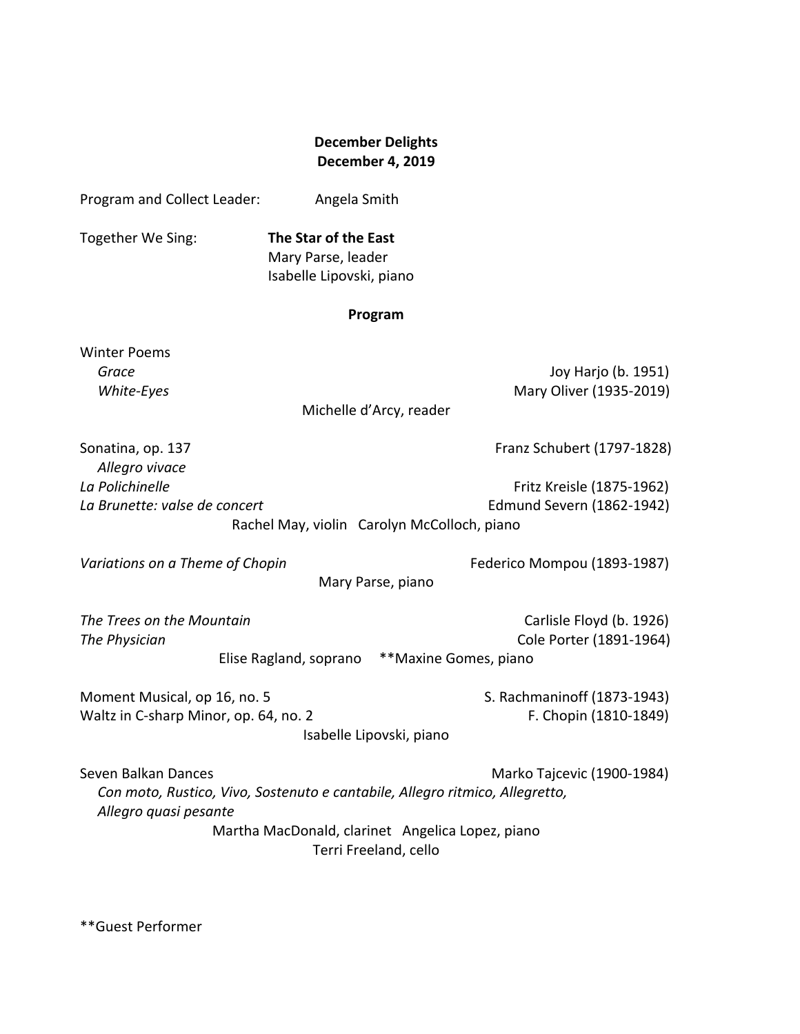**December Delights**
**December 4, 2019**

Program and Collect Leader: Angela Smith

Together We Sing: **The Star of the East**
Mary Parse, leader
Isabelle Lipovski, piano

**Program**

Winter Poems
*Grace* — Joy Harjo (b. 1951)
*White-Eyes* — Mary Oliver (1935-2019)
Michelle d'Arcy, reader

Sonatina, op. 137 — Franz Schubert (1797-1828)
*Allegro vivace*
*La Polichinelle* — Fritz Kreisle (1875-1962)
*La Brunette: valse de concert* — Edmund Severn (1862-1942)
Rachel May, violin Carolyn McColloch, piano

*Variations on a Theme of Chopin* — Federico Mompou (1893-1987)
Mary Parse, piano

*The Trees on the Mountain* — Carlisle Floyd (b. 1926)
*The Physician* — Cole Porter (1891-1964)
Elise Ragland, soprano **Maxine Gomes, piano

Moment Musical, op 16, no. 5 — S. Rachmaninoff (1873-1943)
Waltz in C-sharp Minor, op. 64, no. 2 — F. Chopin (1810-1849)
Isabelle Lipovski, piano

Seven Balkan Dances — Marko Tajcevic (1900-1984)
*Con moto, Rustico, Vivo, Sostenuto e cantabile, Allegro ritmico, Allegretto, Allegro quasi pesante*
Martha MacDonald, clarinet Angelica Lopez, piano
Terri Freeland, cello

**Guest Performer